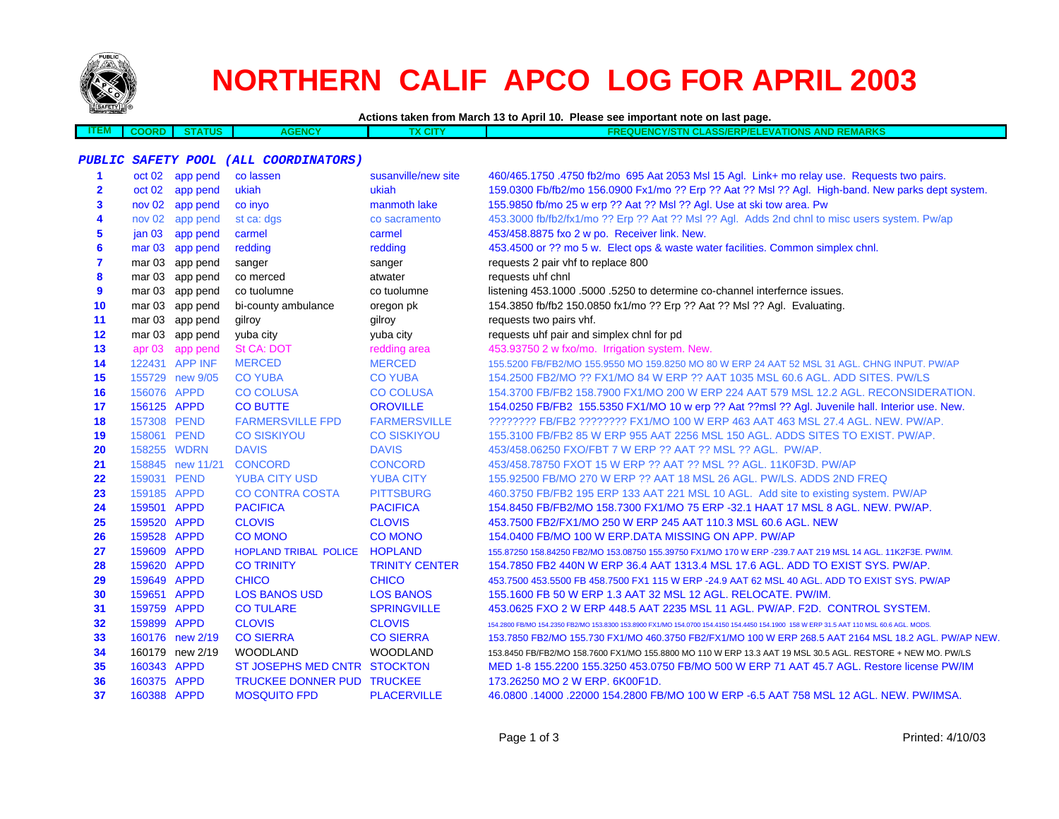# NORTHERN CALIF APCO LOG FOR APRIL 2003

**Actions taken from March 13 to April 10. Please see important note on last page.**

| ITEM | COORD | STATUS | AGENCY | TX CITY | FREQUENCY/STN CLASS/ERP/ELEVATIONS AND REMARKS |
|---|---|---|---|---|---|
| ***PUBLIC SAFETY POOL (ALL COORDINATORS)*** | | | | | |
| 1 | oct 02 | app pend | co lassen | susanville/new site | 460/465.1750 .4750 fb2/mo 695 Aat 2053 Msl 15 Agl. Link+ mo relay use. Requests two pairs. |
| 2 | oct 02 | app pend | ukiah | ukiah | 159.0300 Fb/fb2/mo 156.0900 Fx1/mo ?? Erp ?? Aat ?? Msl ?? Agl. High-band. New parks dept system. |
| 3 | nov 02 | app pend | co inyo | manmoth lake | 155.9850 fb/mo 25 w erp ?? Aat ?? Msl ?? Agl. Use at ski tow area. Pw |
| 4 | nov 02 | app pend | st ca: dgs | co sacramento | 453.3000 fb/fb2/fx1/mo ?? Erp ?? Aat ?? Msl ?? Agl. Adds 2nd chnl to misc users system. Pw/ap |
| 5 | jan 03 | app pend | carmel | carmel | 453/458.8875 fxo 2 w po. Receiver link. New. |
| 6 | mar 03 | app pend | redding | redding | 453.4500 or ?? mo 5 w. Elect ops & waste water facilities. Common simplex chnl. |
| 7 | mar 03 | app pend | sanger | sanger | requests 2 pair vhf to replace 800 |
| 8 | mar 03 | app pend | co merced | atwater | requests uhf chnl |
| 9 | mar 03 | app pend | co tuolumne | co tuolumne | listening 453.1000 .5000 .5250 to determine co-channel interfernce issues. |
| 10 | mar 03 | app pend | bi-county ambulance | oregon pk | 154.3850 fb/fb2 150.0850 fx1/mo ?? Erp ?? Aat ?? Msl ?? Agl. Evaluating. |
| 11 | mar 03 | app pend | gilroy | gilroy | requests two pairs vhf. |
| 12 | mar 03 | app pend | yuba city | yuba city | requests uhf pair and simplex chnl for pd |
| 13 | apr 03 | app pend | St CA: DOT | redding area | 453.93750 2 w fxo/mo. Irrigation system. New. |
| 14 | 122431 | APP INF | MERCED | MERCED | 155.5200 FB/FB2/MO 155.9550 MO 159.8250 MO 80 W ERP 24 AAT 52 MSL 31 AGL. CHNG INPUT. PW/AP |
| 15 | 155729 | new 9/05 | CO YUBA | CO YUBA | 154.2500 FB2/MO ?? FX1/MO 84 W ERP ?? AAT 1035 MSL 60.6 AGL. ADD SITES. PW/LS |
| 16 | 156076 | APPD | CO COLUSA | CO COLUSA | 154.3700 FB/FB2 158.7900 FX1/MO 200 W ERP 224 AAT 579 MSL 12.2 AGL. RECONSIDERATION. |
| 17 | 156125 | APPD | CO BUTTE | OROVILLE | 154.0250 FB/FB2 155.5350 FX1/MO 10 w erp ?? Aat ??msl ?? Agl. Juvenile hall. Interior use. New. |
| 18 | 157308 | PEND | FARMERSVILLE FPD | FARMERSVILLE | ???????? FB/FB2 ???????? FX1/MO 100 W ERP 463 AAT 463 MSL 27.4 AGL. NEW. PW/AP. |
| 19 | 158061 | PEND | CO SISKIYOU | CO SISKIYOU | 155.3100 FB/FB2 85 W ERP 955 AAT 2256 MSL 150 AGL. ADDS SITES TO EXIST. PW/AP. |
| 20 | 158255 | WDRN | DAVIS | DAVIS | 453/458.06250 FXO/FBT 7 W ERP ?? AAT ?? MSL ?? AGL. PW/AP. |
| 21 | 158845 | new 11/21 | CONCORD | CONCORD | 453/458.78750 FXOT 15 W ERP ?? AAT ?? MSL ?? AGL. 11K0F3D. PW/AP |
| 22 | 159031 | PEND | YUBA CITY USD | YUBA CITY | 155.92500 FB/MO 270 W ERP ?? AAT 18 MSL 26 AGL. PW/LS. ADDS 2ND FREQ |
| 23 | 159185 | APPD | CO CONTRA COSTA | PITTSBURG | 460.3750 FB/FB2 195 ERP 133 AAT 221 MSL 10 AGL. Add site to existing system. PW/AP |
| 24 | 159501 | APPD | PACIFICA | PACIFICA | 154.8450 FB/FB2/MO 158.7300 FX1/MO 75 ERP -32.1 HAAT 17 MSL 8 AGL. NEW. PW/AP. |
| 25 | 159520 | APPD | CLOVIS | CLOVIS | 453.7500 FB2/FX1/MO 250 W ERP 245 AAT 110.3 MSL 60.6 AGL. NEW |
| 26 | 159528 | APPD | CO MONO | CO MONO | 154.0400 FB/MO 100 W ERP.DATA MISSING ON APP. PW/AP |
| 27 | 159609 | APPD | HOPLAND TRIBAL POLICE | HOPLAND | 155.87250 158.84250 FB2/MO 153.08750 155.39750 FX1/MO 170 W ERP -239.7 AAT 219 MSL 14 AGL. 11K2F3E. PW/IM. |
| 28 | 159620 | APPD | CO TRINITY | TRINITY CENTER | 154.7850 FB2 440N W ERP 36.4 AAT 1313.4 MSL 17.6 AGL. ADD TO EXIST SYS. PW/AP. |
| 29 | 159649 | APPD | CHICO | CHICO | 453.7500 453.5500 FB 458.7500 FX1 115 W ERP -24.9 AAT 62 MSL 40 AGL. ADD TO EXIST SYS. PW/AP |
| 30 | 159651 | APPD | LOS BANOS USD | LOS BANOS | 155.1600 FB 50 W ERP 1.3 AAT 32 MSL 12 AGL. RELOCATE. PW/IM. |
| 31 | 159759 | APPD | CO TULARE | SPRINGVILLE | 453.0625 FXO 2 W ERP 448.5 AAT 2235 MSL 11 AGL. PW/AP. F2D. CONTROL SYSTEM. |
| 32 | 159899 | APPD | CLOVIS | CLOVIS | 154.2800 FB/MO 154.2350 FB2/MO 153.8300 153.8900 FX1/MO 154.0700 154.4150 154.4450 154.1900 158 W ERP 31.5 AAT 110 MSL 60.6 AGL. MODS. |
| 33 | 160176 | new 2/19 | CO SIERRA | CO SIERRA | 153.7850 FB2/MO 155.730 FX1/MO 460.3750 FB2/FX1/MO 100 W ERP 268.5 AAT 2164 MSL 18.2 AGL. PW/AP NEW. |
| 34 | 160179 | new 2/19 | WOODLAND | WOODLAND | 153.8450 FB/FB2/MO 158.7600 FX1/MO 155.8800 MO 110 W ERP 13.3 AAT 19 MSL 30.5 AGL. RESTORE + NEW MO. PW/LS |
| 35 | 160343 | APPD | ST JOSEPHS MED CNTR | STOCKTON | MED 1-8 155.2200 155.3250 453.0750 FB/MO 500 W ERP 71 AAT 45.7 AGL. Restore license PW/IM |
| 36 | 160375 | APPD | TRUCKEE DONNER PUD | TRUCKEE | 173.26250 MO 2 W ERP. 6K00F1D. |
| 37 | 160388 | APPD | MOSQUITO FPD | PLACERVILLE | 46.0800 .14000 .22000 154.2800 FB/MO 100 W ERP -6.5 AAT 758 MSL 12 AGL. NEW. PW/IMSA. |

Printed: 4/10/03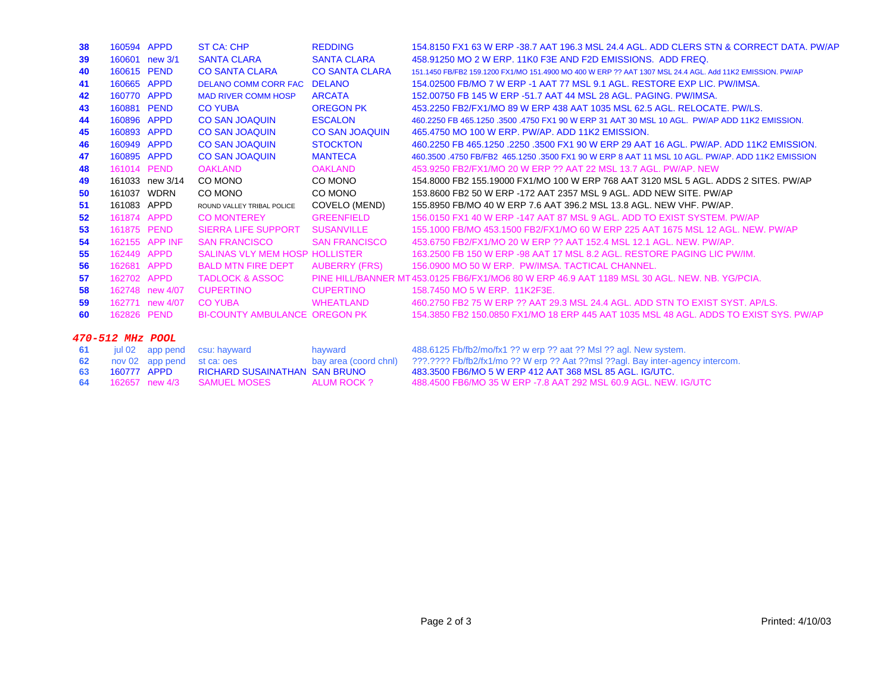| # | File | Status | Applicant | Location | Details |
|---|---|---|---|---|---|
| 38 | 160594 | APPD | ST CA: CHP | REDDING | 154.8150 FX1 63 W ERP -38.7 AAT 196.3 MSL 24.4 AGL. ADD CLERS STN & CORRECT DATA. PW/AP |
| 39 | 160601 | new 3/1 | SANTA CLARA | SANTA CLARA | 458.91250 MO 2 W ERP. 11K0 F3E AND F2D EMISSIONS. ADD FREQ. |
| 40 | 160615 | PEND | CO SANTA CLARA | CO SANTA CLARA | 151.1450 FB/FB2 159.1200 FX1/MO 151.4900 MO 400 W ERP ?? AAT 1307 MSL 24.4 AGL. Add 11K2 EMISSION. PW/AP |
| 41 | 160665 | APPD | DELANO COMM CORR FAC | DELANO | 154.02500 FB/MO 7 W ERP -1 AAT 77 MSL 9.1 AGL. RESTORE EXP LIC. PW/IMSA. |
| 42 | 160770 | APPD | MAD RIVER COMM HOSP | ARCATA | 152.00750 FB 145 W ERP -51.7 AAT 44 MSL 28 AGL. PAGING. PW/IMSA. |
| 43 | 160881 | PEND | CO YUBA | OREGON PK | 453.2250 FB2/FX1/MO 89 W ERP 438 AAT 1035 MSL 62.5 AGL. RELOCATE. PW/LS. |
| 44 | 160896 | APPD | CO SAN JOAQUIN | ESCALON | 460.2250 FB 465.1250 .3500 .4750 FX1 90 W ERP 31 AAT 30 MSL 10 AGL. PW/AP ADD 11K2 EMISSION. |
| 45 | 160893 | APPD | CO SAN JOAQUIN | CO SAN JOAQUIN | 465.4750 MO 100 W ERP. PW/AP. ADD 11K2 EMISSION. |
| 46 | 160949 | APPD | CO SAN JOAQUIN | STOCKTON | 460.2250 FB 465.1250 .2250 .3500 FX1 90 W ERP 29 AAT 16 AGL. PW/AP. ADD 11K2 EMISSION. |
| 47 | 160895 | APPD | CO SAN JOAQUIN | MANTECA | 460.3500 .4750 FB/FB2 465.1250 .3500 FX1 90 W ERP 8 AAT 11 MSL 10 AGL. PW/AP. ADD 11K2 EMISSION |
| 48 | 161014 | PEND | OAKLAND | OAKLAND | 453.9250 FB2/FX1/MO 20 W ERP ?? AAT 22 MSL 13.7 AGL. PW/AP. NEW |
| 49 | 161033 | new 3/14 | CO MONO | CO MONO | 154.8000 FB2 155.19000 FX1/MO 100 W ERP 768 AAT 3120 MSL 5 AGL. ADDS 2 SITES. PW/AP |
| 50 | 161037 | WDRN | CO MONO | CO MONO | 153.8600 FB2 50 W ERP -172 AAT 2357 MSL 9 AGL. ADD NEW SITE. PW/AP |
| 51 | 161083 | APPD | ROUND VALLEY TRIBAL POLICE | COVELO (MEND) | 155.8950 FB/MO 40 W ERP 7.6 AAT 396.2 MSL 13.8 AGL. NEW VHF. PW/AP. |
| 52 | 161874 | APPD | CO MONTEREY | GREENFIELD | 156.0150 FX1 40 W ERP -147 AAT 87 MSL 9 AGL. ADD TO EXIST SYSTEM. PW/AP |
| 53 | 161875 | PEND | SIERRA LIFE SUPPORT | SUSANVILLE | 155.1000 FB/MO 453.1500 FB2/FX1/MO 60 W ERP 225 AAT 1675 MSL 12 AGL. NEW. PW/AP |
| 54 | 162155 | APP INF | SAN FRANCISCO | SAN FRANCISCO | 453.6750 FB2/FX1/MO 20 W ERP ?? AAT 152.4 MSL 12.1 AGL. NEW. PW/AP. |
| 55 | 162449 | APPD | SALINAS VLY MEM HOSP | HOLLISTER | 163.2500 FB 150 W ERP -98 AAT 17 MSL 8.2 AGL. RESTORE PAGING LIC PW/IM. |
| 56 | 162681 | APPD | BALD MTN FIRE DEPT | AUBERRY (FRS) | 156.0900 MO 50 W ERP. PW/IMSA. TACTICAL CHANNEL. |
| 57 | 162702 | APPD | TADLOCK & ASSOC | PINE HILL/BANNER MT | 453.0125 FB6/FX1/MO6 80 W ERP 46.9 AAT 1189 MSL 30 AGL. NEW. NB. YG/PCIA. |
| 58 | 162748 | new 4/07 | CUPERTINO | CUPERTINO | 158.7450 MO 5 W ERP. 11K2F3E. |
| 59 | 162771 | new 4/07 | CO YUBA | WHEATLAND | 460.2750 FB2 75 W ERP ?? AAT 29.3 MSL 24.4 AGL. ADD STN TO EXIST SYST. AP/LS. |
| 60 | 162826 | PEND | BI-COUNTY AMBULANCE | OREGON PK | 154.3850 FB2 150.0850 FX1/MO 18 ERP 445 AAT 1035 MSL 48 AGL. ADDS TO EXIST SYS. PW/AP |

### *470-512 MHz POOL*

| # | File | Status | Applicant | Location | Details |
|---|---|---|---|---|---|
| 61 | jul 02 | app pend | csu: hayward | hayward | 488.6125 Fb/fb2/mo/fx1 ?? w erp ?? aat ?? Msl ?? agl. New system. |
| 62 | nov 02 | app pend | st ca: oes | bay area (coord chnl) | ???.???? Fb/fb2/fx1/mo ?? W erp ?? Aat ??msl ??agl. Bay inter-agency intercom. |
| 63 | 160777 | APPD | RICHARD SUSAINATHAN | SAN BRUNO | 483.3500 FB6/MO 5 W ERP 412 AAT 368 MSL 85 AGL. IG/UTC. |
| 64 | 162657 | new 4/3 | SAMUEL MOSES | ALUM ROCK ? | 488.4500 FB6/MO 35 W ERP -7.8 AAT 292 MSL 60.9 AGL. NEW. IG/UTC |

Printed: 4/10/03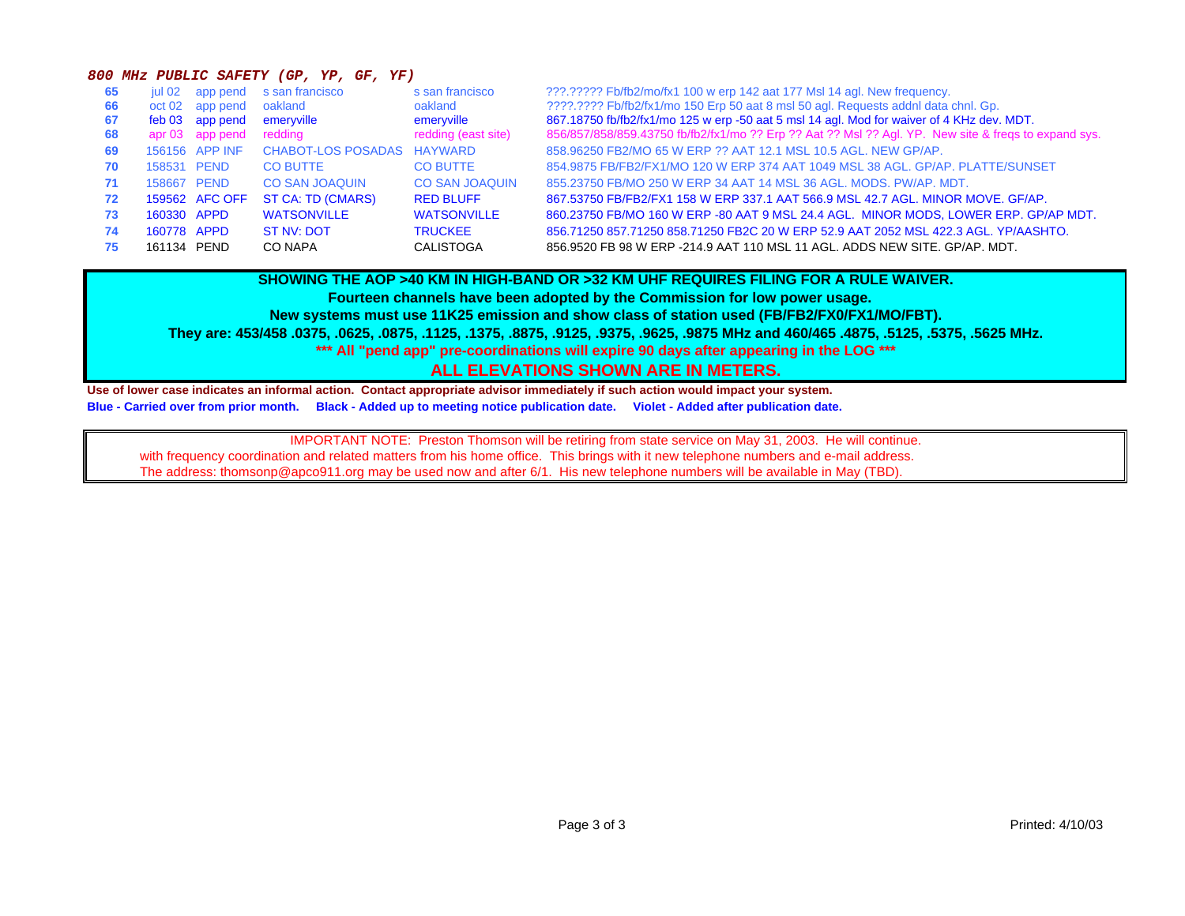### *800 MHz PUBLIC SAFETY (GP, YP, GF, YF)*

| | | | | | |
|---|---|---|---|---|---|
| **65** | jul 02 | app pend | s san francisco | s san francisco | ???.????? Fb/fb2/mo/fx1 100 w erp 142 aat 177 Msl 14 agl. New frequency. |
| **66** | oct 02 | app pend | oakland | oakland | ????.???? Fb/fb2/fx1/mo 150 Erp 50 aat 8 msl 50 agl. Requests addnl data chnl. Gp. |
| **67** | feb 03 | app pend | emeryville | emeryville | 867.18750 fb/fb2/fx1/mo 125 w erp -50 aat 5 msl 14 agl. Mod for waiver of 4 KHz dev. MDT. |
| **68** | apr 03 | app pend | redding | redding (east site) | 856/857/858/859.43750 fb/fb2/fx1/mo ?? Erp ?? Aat ?? Msl ?? Agl. YP. New site & freqs to expand sys. |
| **69** | 156156 | APP INF | CHABOT-LOS POSADAS | HAYWARD | 858.96250 FB2/MO 65 W ERP ?? AAT 12.1 MSL 10.5 AGL. NEW GP/AP. |
| **70** | 158531 | PEND | CO BUTTE | CO BUTTE | 854.9875 FB/FB2/FX1/MO 120 W ERP 374 AAT 1049 MSL 38 AGL. GP/AP. PLATTE/SUNSET |
| **71** | 158667 | PEND | CO SAN JOAQUIN | CO SAN JOAQUIN | 855.23750 FB/MO 250 W ERP 34 AAT 14 MSL 36 AGL. MODS. PW/AP. MDT. |
| **72** | 159562 | AFC OFF | ST CA: TD (CMARS) | RED BLUFF | 867.53750 FB/FB2/FX1 158 W ERP 337.1 AAT 566.9 MSL 42.7 AGL. MINOR MOVE. GF/AP. |
| **73** | 160330 | APPD | WATSONVILLE | WATSONVILLE | 860.23750 FB/MO 160 W ERP -80 AAT 9 MSL 24.4 AGL. MINOR MODS, LOWER ERP. GP/AP MDT. |
| **74** | 160778 | APPD | ST NV: DOT | TRUCKEE | 856.71250 857.71250 858.71250 FB2C 20 W ERP 52.9 AAT 2052 MSL 422.3 AGL. YP/AASHTO. |
| **75** | 161134 | PEND | CO NAPA | CALISTOGA | 856.9520 FB 98 W ERP -214.9 AAT 110 MSL 11 AGL. ADDS NEW SITE. GP/AP. MDT. |

**SHOWING THE AOP >40 KM IN HIGH-BAND OR >32 KM UHF REQUIRES FILING FOR A RULE WAIVER.**
**Fourteen channels have been adopted by the Commission for low power usage.**
**New systems must use 11K25 emission and show class of station used (FB/FB2/FX0/FX1/MO/FBT).**
**They are: 453/458 .0375, .0625, .0875, .1125, .1375, .8875, .9125, .9375, .9625, .9875 MHz and 460/465 .4875, .5125, .5375, .5625 MHz.**
**\*\*\* All "pend app" pre-coordinations will expire 90 days after appearing in the LOG \*\*\***
**ALL ELEVATIONS SHOWN ARE IN METERS.**

**Use of lower case indicates an informal action. Contact appropriate advisor immediately if such action would impact your system.**
**Blue - Carried over from prior month. Black - Added up to meeting notice publication date. Violet - Added after publication date.**

IMPORTANT NOTE: Preston Thomson will be retiring from state service on May 31, 2003. He will continue. with frequency coordination and related matters from his home office. This brings with it new telephone numbers and e-mail address. The address: thomsonp@apco911.org may be used now and after 6/1. His new telephone numbers will be available in May (TBD).

Printed: 4/10/03